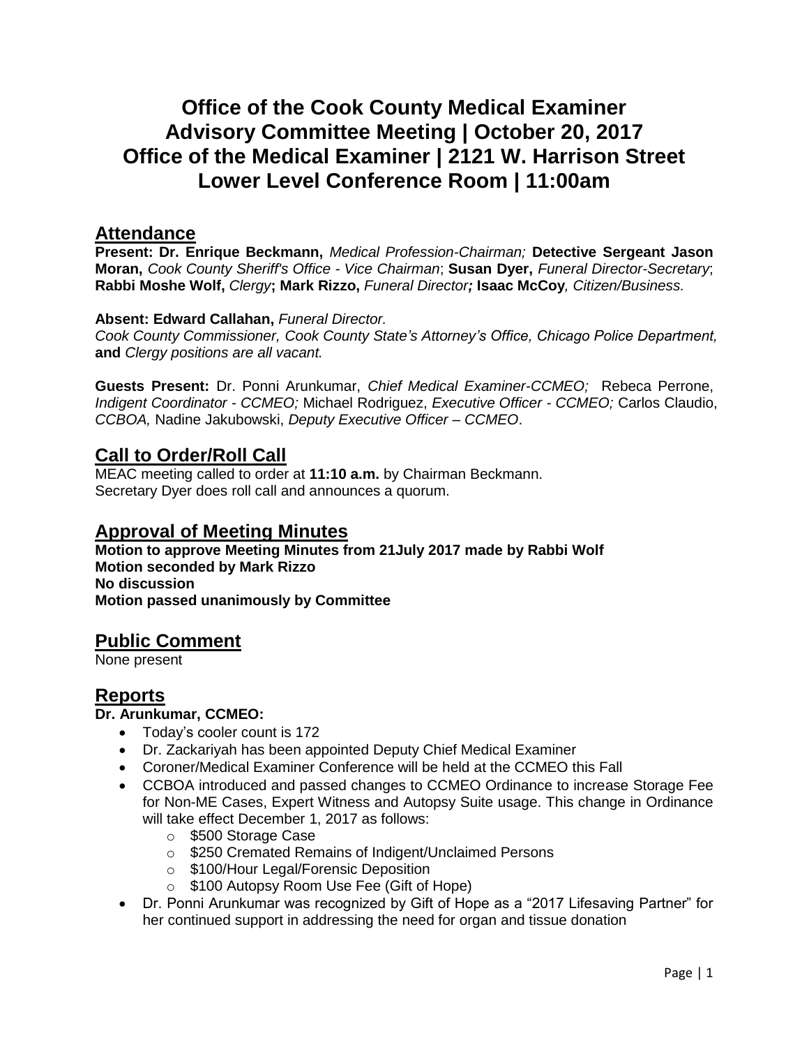# Office of the Cook County Medical Examiner
# Advisory Committee Meeting | October 20, 2017
# Office of the Medical Examiner | 2121 W. Harrison Street
# Lower Level Conference Room | 11:00am

## Attendance

**Present: Dr. Enrique Beckmann,** *Medical Profession-Chairman;* **Detective Sergeant Jason Moran,** *Cook County Sheriff's Office - Vice Chairman*; **Susan Dyer,** *Funeral Director-Secretary*; **Rabbi Moshe Wolf,** *Clergy***; Mark Rizzo,** *Funeral Director***; Isaac McCoy***, Citizen/Business.*

**Absent: Edward Callahan,** *Funeral Director.*
*Cook County Commissioner, Cook County State's Attorney's Office, Chicago Police Department,* **and** *Clergy positions are all vacant.*

**Guests Present:** Dr. Ponni Arunkumar, *Chief Medical Examiner-CCMEO;* Rebeca Perrone, *Indigent Coordinator - CCMEO;* Michael Rodriguez, *Executive Officer - CCMEO;* Carlos Claudio, *CCBOA,* Nadine Jakubowski, *Deputy Executive Officer – CCMEO*.

## Call to Order/Roll Call

MEAC meeting called to order at **11:10 a.m.** by Chairman Beckmann.
Secretary Dyer does roll call and announces a quorum.

## Approval of Meeting Minutes

**Motion to approve Meeting Minutes from 21July 2017 made by Rabbi Wolf**
**Motion seconded by Mark Rizzo**
**No discussion**
**Motion passed unanimously by Committee**

## Public Comment

None present

## Reports

**Dr. Arunkumar, CCMEO:**

- Today's cooler count is 172
- Dr. Zackariyah has been appointed Deputy Chief Medical Examiner
- Coroner/Medical Examiner Conference will be held at the CCMEO this Fall
- CCBOA introduced and passed changes to CCMEO Ordinance to increase Storage Fee for Non-ME Cases, Expert Witness and Autopsy Suite usage. This change in Ordinance will take effect December 1, 2017 as follows:
  - $500 Storage Case
  - $250 Cremated Remains of Indigent/Unclaimed Persons
  - $100/Hour Legal/Forensic Deposition
  - $100 Autopsy Room Use Fee (Gift of Hope)
- Dr. Ponni Arunkumar was recognized by Gift of Hope as a "2017 Lifesaving Partner" for her continued support in addressing the need for organ and tissue donation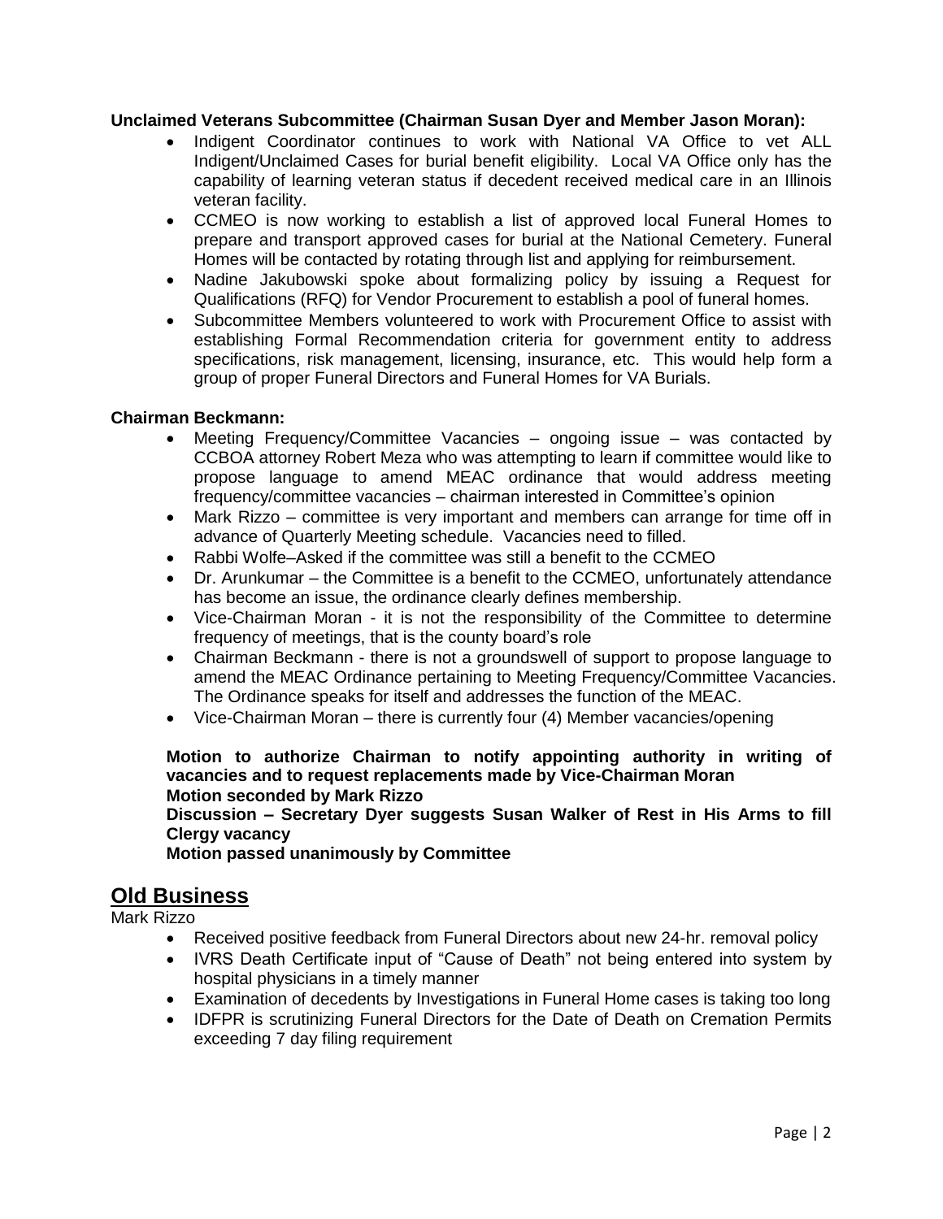**Unclaimed Veterans Subcommittee (Chairman Susan Dyer and Member Jason Moran):**

- Indigent Coordinator continues to work with National VA Office to vet ALL Indigent/Unclaimed Cases for burial benefit eligibility. Local VA Office only has the capability of learning veteran status if decedent received medical care in an Illinois veteran facility.
- CCMEO is now working to establish a list of approved local Funeral Homes to prepare and transport approved cases for burial at the National Cemetery. Funeral Homes will be contacted by rotating through list and applying for reimbursement.
- Nadine Jakubowski spoke about formalizing policy by issuing a Request for Qualifications (RFQ) for Vendor Procurement to establish a pool of funeral homes.
- Subcommittee Members volunteered to work with Procurement Office to assist with establishing Formal Recommendation criteria for government entity to address specifications, risk management, licensing, insurance, etc. This would help form a group of proper Funeral Directors and Funeral Homes for VA Burials.

**Chairman Beckmann:**

- Meeting Frequency/Committee Vacancies – ongoing issue – was contacted by CCBOA attorney Robert Meza who was attempting to learn if committee would like to propose language to amend MEAC ordinance that would address meeting frequency/committee vacancies – chairman interested in Committee's opinion
- Mark Rizzo – committee is very important and members can arrange for time off in advance of Quarterly Meeting schedule. Vacancies need to filled.
- Rabbi Wolfe–Asked if the committee was still a benefit to the CCMEO
- Dr. Arunkumar – the Committee is a benefit to the CCMEO, unfortunately attendance has become an issue, the ordinance clearly defines membership.
- Vice-Chairman Moran - it is not the responsibility of the Committee to determine frequency of meetings, that is the county board's role
- Chairman Beckmann - there is not a groundswell of support to propose language to amend the MEAC Ordinance pertaining to Meeting Frequency/Committee Vacancies. The Ordinance speaks for itself and addresses the function of the MEAC.
- Vice-Chairman Moran – there is currently four (4) Member vacancies/opening

**Motion to authorize Chairman to notify appointing authority in writing of vacancies and to request replacements made by Vice-Chairman Moran**
**Motion seconded by Mark Rizzo**
**Discussion – Secretary Dyer suggests Susan Walker of Rest in His Arms to fill Clergy vacancy**
**Motion passed unanimously by Committee**

## Old Business

Mark Rizzo

- Received positive feedback from Funeral Directors about new 24-hr. removal policy
- IVRS Death Certificate input of "Cause of Death" not being entered into system by hospital physicians in a timely manner
- Examination of decedents by Investigations in Funeral Home cases is taking too long
- IDFPR is scrutinizing Funeral Directors for the Date of Death on Cremation Permits exceeding 7 day filing requirement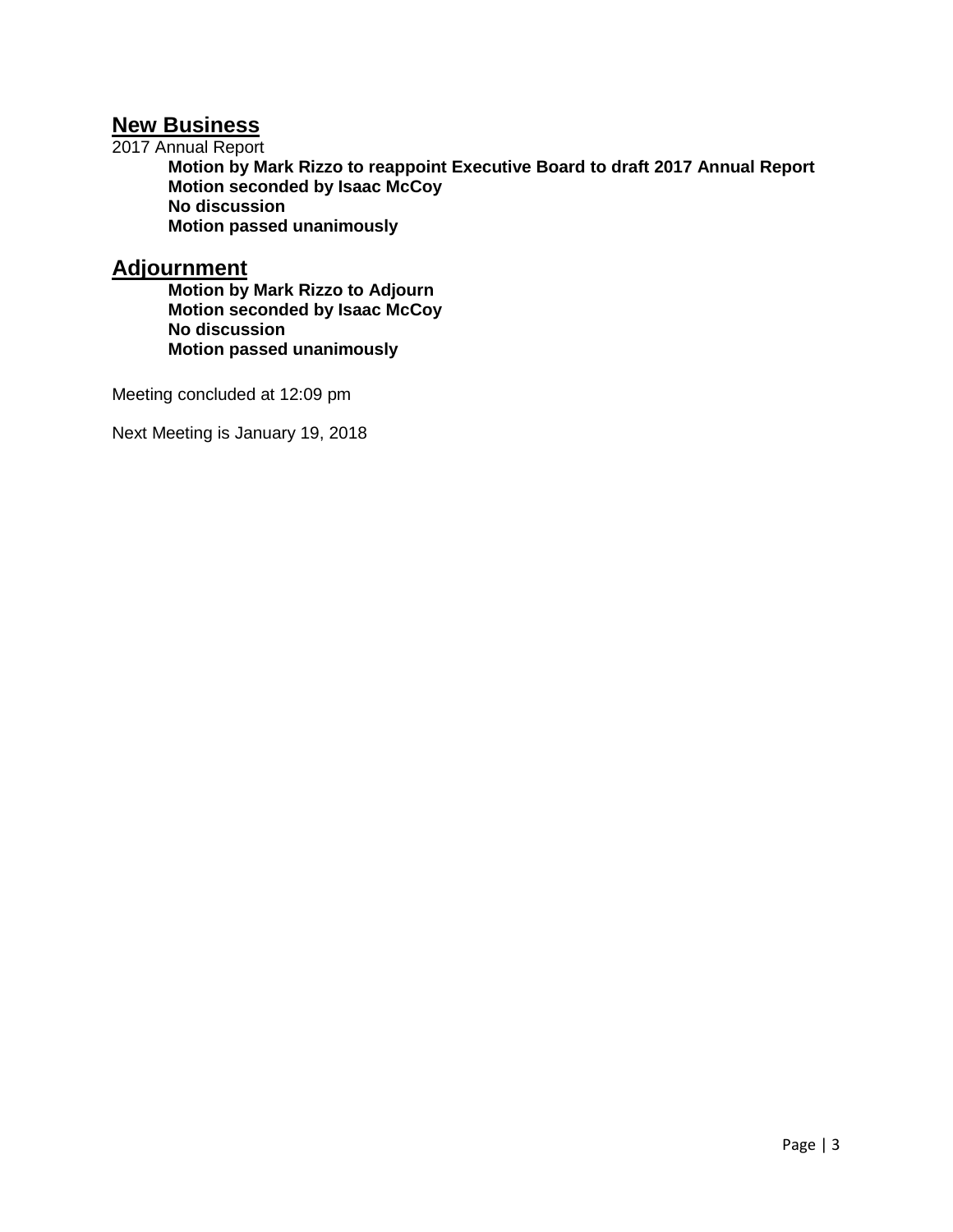## New Business

2017 Annual Report

**Motion by Mark Rizzo to reappoint Executive Board to draft 2017 Annual Report**
**Motion seconded by Isaac McCoy**
**No discussion**
**Motion passed unanimously**

## Adjournment

**Motion by Mark Rizzo to Adjourn**
**Motion seconded by Isaac McCoy**
**No discussion**
**Motion passed unanimously**

Meeting concluded at 12:09 pm

Next Meeting is January 19, 2018